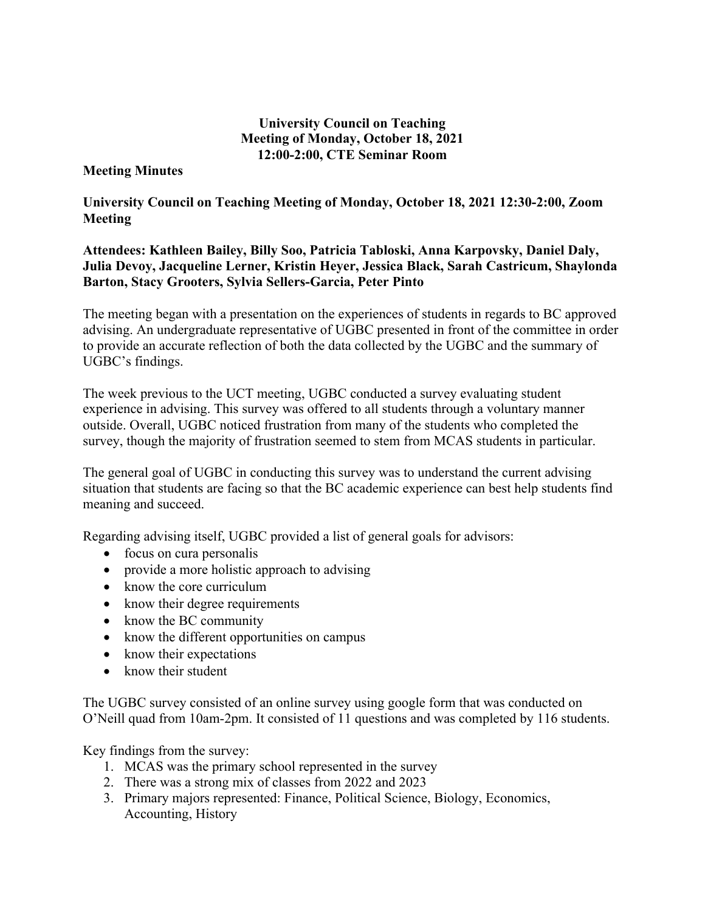**University Council on Teaching**
**Meeting of Monday, October 18, 2021**
**12:00-2:00, CTE Seminar Room**

**Meeting Minutes**

**University Council on Teaching Meeting of Monday, October 18, 2021 12:30-2:00, Zoom Meeting**

**Attendees: Kathleen Bailey, Billy Soo, Patricia Tabloski, Anna Karpovsky, Daniel Daly, Julia Devoy, Jacqueline Lerner, Kristin Heyer, Jessica Black, Sarah Castricum, Shaylonda Barton, Stacy Grooters, Sylvia Sellers-Garcia, Peter Pinto**

The meeting began with a presentation on the experiences of students in regards to BC approved advising. An undergraduate representative of UGBC presented in front of the committee in order to provide an accurate reflection of both the data collected by the UGBC and the summary of UGBC's findings.

The week previous to the UCT meeting, UGBC conducted a survey evaluating student experience in advising. This survey was offered to all students through a voluntary manner outside. Overall, UGBC noticed frustration from many of the students who completed the survey, though the majority of frustration seemed to stem from MCAS students in particular.

The general goal of UGBC in conducting this survey was to understand the current advising situation that students are facing so that the BC academic experience can best help students find meaning and succeed.

Regarding advising itself, UGBC provided a list of general goals for advisors:

- focus on cura personalis
- provide a more holistic approach to advising
- know the core curriculum
- know their degree requirements
- know the BC community
- know the different opportunities on campus
- know their expectations
- know their student

The UGBC survey consisted of an online survey using google form that was conducted on O'Neill quad from 10am-2pm. It consisted of 11 questions and was completed by 116 students.

Key findings from the survey:

1. MCAS was the primary school represented in the survey
2. There was a strong mix of classes from 2022 and 2023
3. Primary majors represented: Finance, Political Science, Biology, Economics, Accounting, History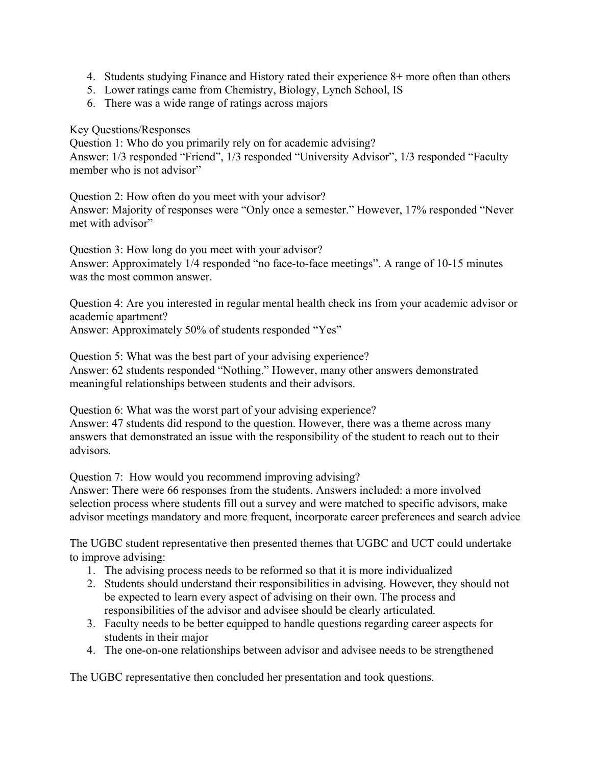4. Students studying Finance and History rated their experience 8+ more often than others
5. Lower ratings came from Chemistry, Biology, Lynch School, IS
6. There was a wide range of ratings across majors

Key Questions/Responses

Question 1: Who do you primarily rely on for academic advising?
Answer: 1/3 responded "Friend", 1/3 responded "University Advisor", 1/3 responded "Faculty member who is not advisor"

Question 2: How often do you meet with your advisor?
Answer: Majority of responses were "Only once a semester." However, 17% responded "Never met with advisor"

Question 3: How long do you meet with your advisor?
Answer: Approximately 1/4 responded "no face-to-face meetings". A range of 10-15 minutes was the most common answer.

Question 4: Are you interested in regular mental health check ins from your academic advisor or academic apartment?
Answer: Approximately 50% of students responded "Yes"

Question 5: What was the best part of your advising experience?
Answer: 62 students responded "Nothing." However, many other answers demonstrated meaningful relationships between students and their advisors.

Question 6: What was the worst part of your advising experience?
Answer: 47 students did respond to the question. However, there was a theme across many answers that demonstrated an issue with the responsibility of the student to reach out to their advisors.

Question 7: How would you recommend improving advising?
Answer: There were 66 responses from the students. Answers included: a more involved selection process where students fill out a survey and were matched to specific advisors, make advisor meetings mandatory and more frequent, incorporate career preferences and search advice

The UGBC student representative then presented themes that UGBC and UCT could undertake to improve advising:

1. The advising process needs to be reformed so that it is more individualized
2. Students should understand their responsibilities in advising. However, they should not be expected to learn every aspect of advising on their own. The process and responsibilities of the advisor and advisee should be clearly articulated.
3. Faculty needs to be better equipped to handle questions regarding career aspects for students in their major
4. The one-on-one relationships between advisor and advisee needs to be strengthened

The UGBC representative then concluded her presentation and took questions.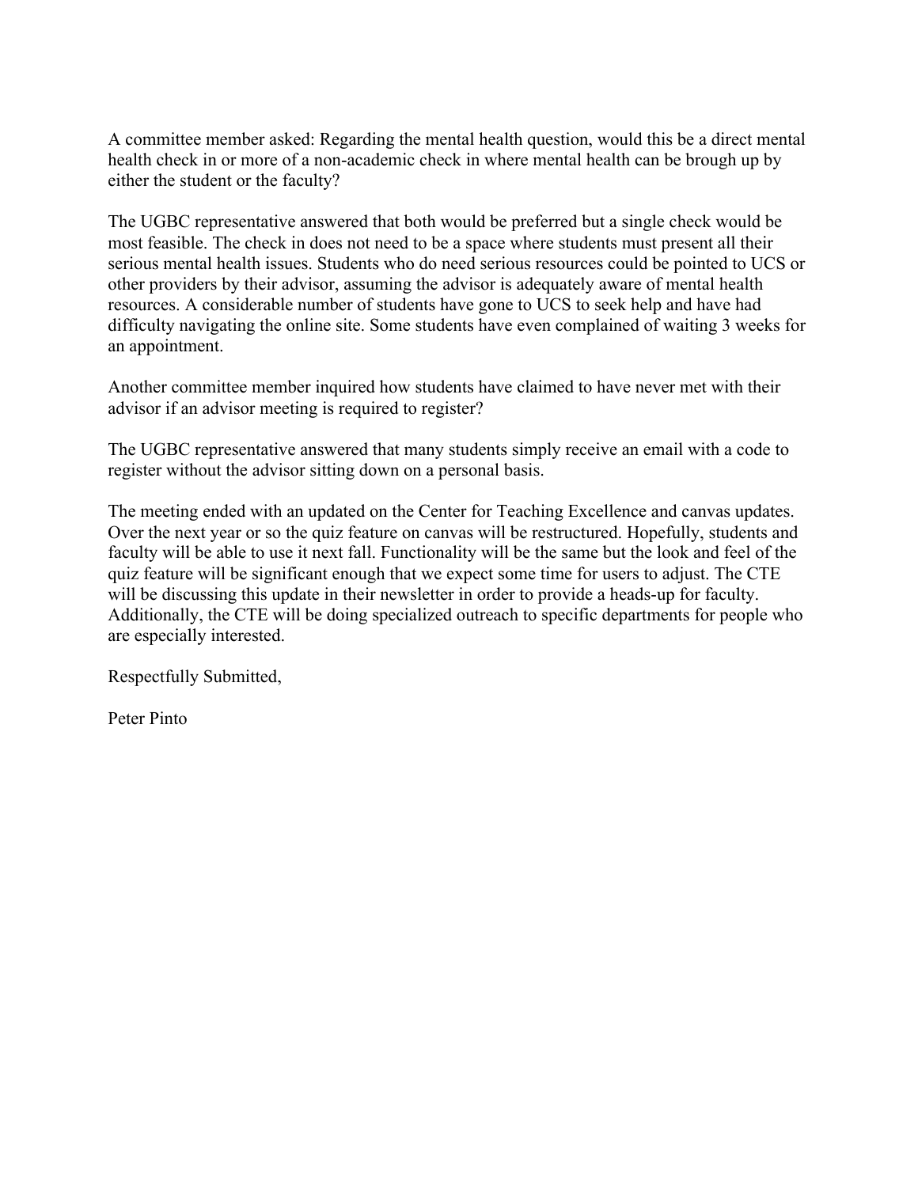A committee member asked: Regarding the mental health question, would this be a direct mental health check in or more of a non-academic check in where mental health can be brough up by either the student or the faculty?

The UGBC representative answered that both would be preferred but a single check would be most feasible. The check in does not need to be a space where students must present all their serious mental health issues. Students who do need serious resources could be pointed to UCS or other providers by their advisor, assuming the advisor is adequately aware of mental health resources. A considerable number of students have gone to UCS to seek help and have had difficulty navigating the online site. Some students have even complained of waiting 3 weeks for an appointment.

Another committee member inquired how students have claimed to have never met with their advisor if an advisor meeting is required to register?

The UGBC representative answered that many students simply receive an email with a code to register without the advisor sitting down on a personal basis.

The meeting ended with an updated on the Center for Teaching Excellence and canvas updates. Over the next year or so the quiz feature on canvas will be restructured. Hopefully, students and faculty will be able to use it next fall. Functionality will be the same but the look and feel of the quiz feature will be significant enough that we expect some time for users to adjust. The CTE will be discussing this update in their newsletter in order to provide a heads-up for faculty. Additionally, the CTE will be doing specialized outreach to specific departments for people who are especially interested.

Respectfully Submitted,

Peter Pinto